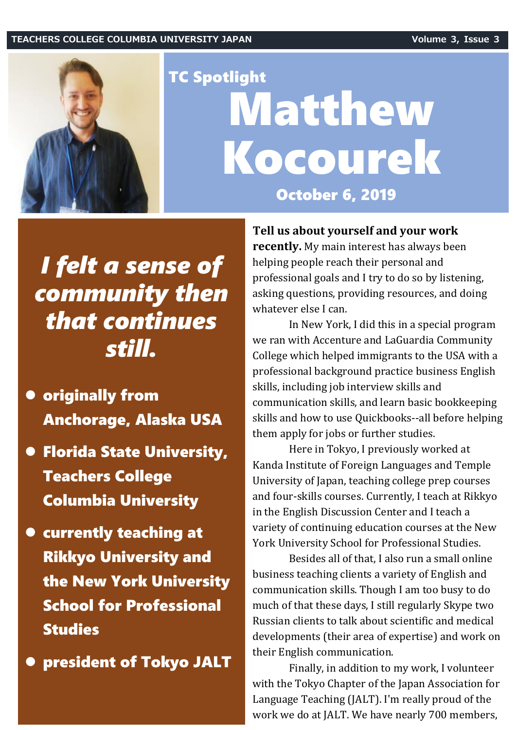# TC Spotlight

# Matthew Kocourek

**October 6, 2019**

***I felt a sense of community then that continues still.***

- **originally from Anchorage, Alaska USA**
- **Florida State University, Teachers College Columbia University**
- **currently teaching at Rikkyo University and the New York University School for Professional Studies**
- **president of Tokyo JALT**

**Tell us about yourself and your work recently.** My main interest has always been helping people reach their personal and professional goals and I try to do so by listening, asking questions, providing resources, and doing whatever else I can.

In New York, I did this in a special program we ran with Accenture and LaGuardia Community College which helped immigrants to the USA with a professional background practice business English skills, including job interview skills and communication skills, and learn basic bookkeeping skills and how to use Quickbooks--all before helping them apply for jobs or further studies.

Here in Tokyo, I previously worked at Kanda Institute of Foreign Languages and Temple University of Japan, teaching college prep courses and four-skills courses. Currently, I teach at Rikkyo in the English Discussion Center and I teach a variety of continuing education courses at the New York University School for Professional Studies.

Besides all of that, I also run a small online business teaching clients a variety of English and communication skills. Though I am too busy to do much of that these days, I still regularly Skype two Russian clients to talk about scientific and medical developments (their area of expertise) and work on their English communication.

Finally, in addition to my work, I volunteer with the Tokyo Chapter of the Japan Association for Language Teaching (JALT). I'm really proud of the work we do at JALT. We have nearly 700 members,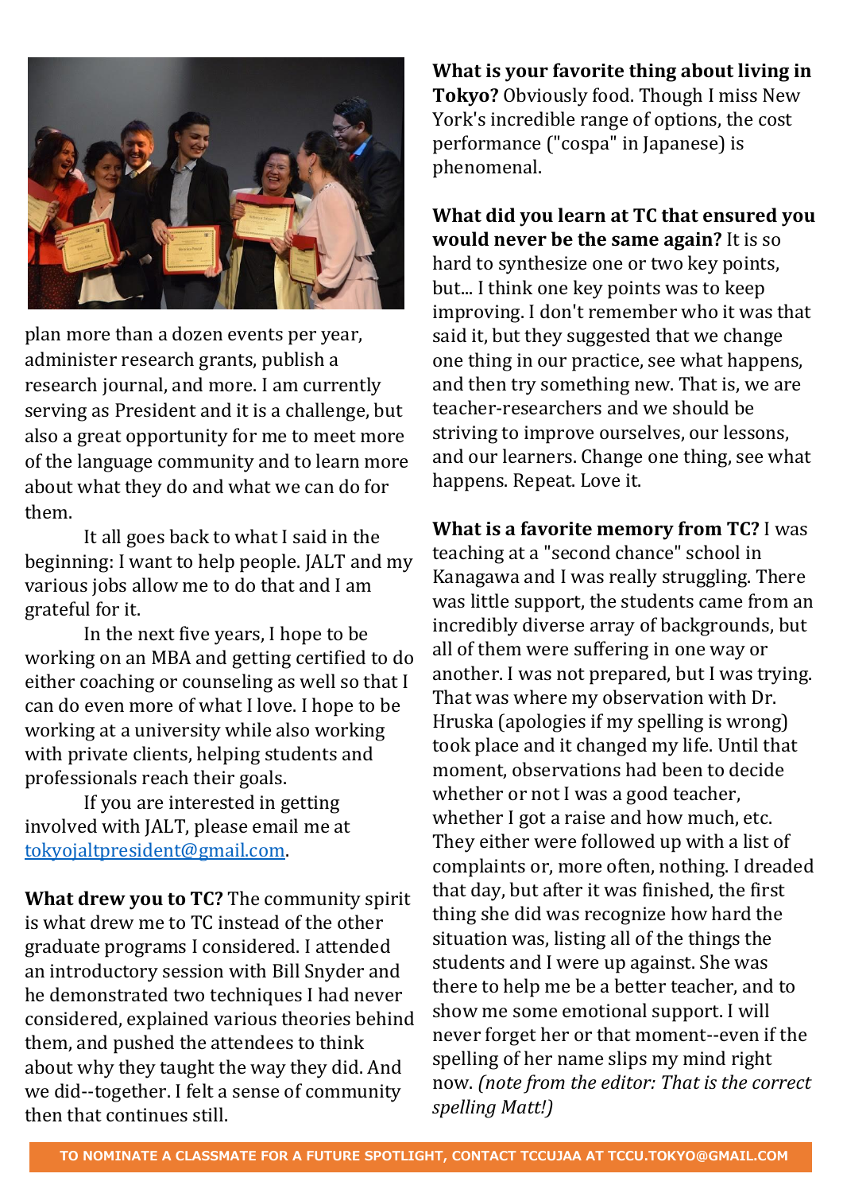plan more than a dozen events per year, administer research grants, publish a research journal, and more. I am currently serving as President and it is a challenge, but also a great opportunity for me to meet more of the language community and to learn more about what they do and what we can do for them.

It all goes back to what I said in the beginning: I want to help people. JALT and my various jobs allow me to do that and I am grateful for it.

In the next five years, I hope to be working on an MBA and getting certified to do either coaching or counseling as well so that I can do even more of what I love. I hope to be working at a university while also working with private clients, helping students and professionals reach their goals.

If you are interested in getting involved with JALT, please email me at [tokyojaltpresident@gmail.com](mailto:tokyojaltpresident@gmail.com).

**What drew you to TC?** The community spirit is what drew me to TC instead of the other graduate programs I considered. I attended an introductory session with Bill Snyder and he demonstrated two techniques I had never considered, explained various theories behind them, and pushed the attendees to think about why they taught the way they did. And we did--together. I felt a sense of community then that continues still.

**What is your favorite thing about living in Tokyo?** Obviously food. Though I miss New York's incredible range of options, the cost performance ("cospa" in Japanese) is phenomenal.

**What did you learn at TC that ensured you would never be the same again?** It is so hard to synthesize one or two key points, but... I think one key points was to keep improving. I don't remember who it was that said it, but they suggested that we change one thing in our practice, see what happens, and then try something new. That is, we are teacher-researchers and we should be striving to improve ourselves, our lessons, and our learners. Change one thing, see what happens. Repeat. Love it.

**What is a favorite memory from TC?** I was teaching at a "second chance" school in Kanagawa and I was really struggling. There was little support, the students came from an incredibly diverse array of backgrounds, but all of them were suffering in one way or another. I was not prepared, but I was trying. That was where my observation with Dr. Hruska (apologies if my spelling is wrong) took place and it changed my life. Until that moment, observations had been to decide whether or not I was a good teacher, whether I got a raise and how much, etc. They either were followed up with a list of complaints or, more often, nothing. I dreaded that day, but after it was finished, the first thing she did was recognize how hard the situation was, listing all of the things the students and I were up against. She was there to help me be a better teacher, and to show me some emotional support. I will never forget her or that moment--even if the spelling of her name slips my mind right now. *(note from the editor: That is the correct spelling Matt!)*

TO NOMINATE A CLASSMATE FOR A FUTURE SPOTLIGHT, CONTACT TCCUJAA AT TCCU.TOKYO@GMAIL.COM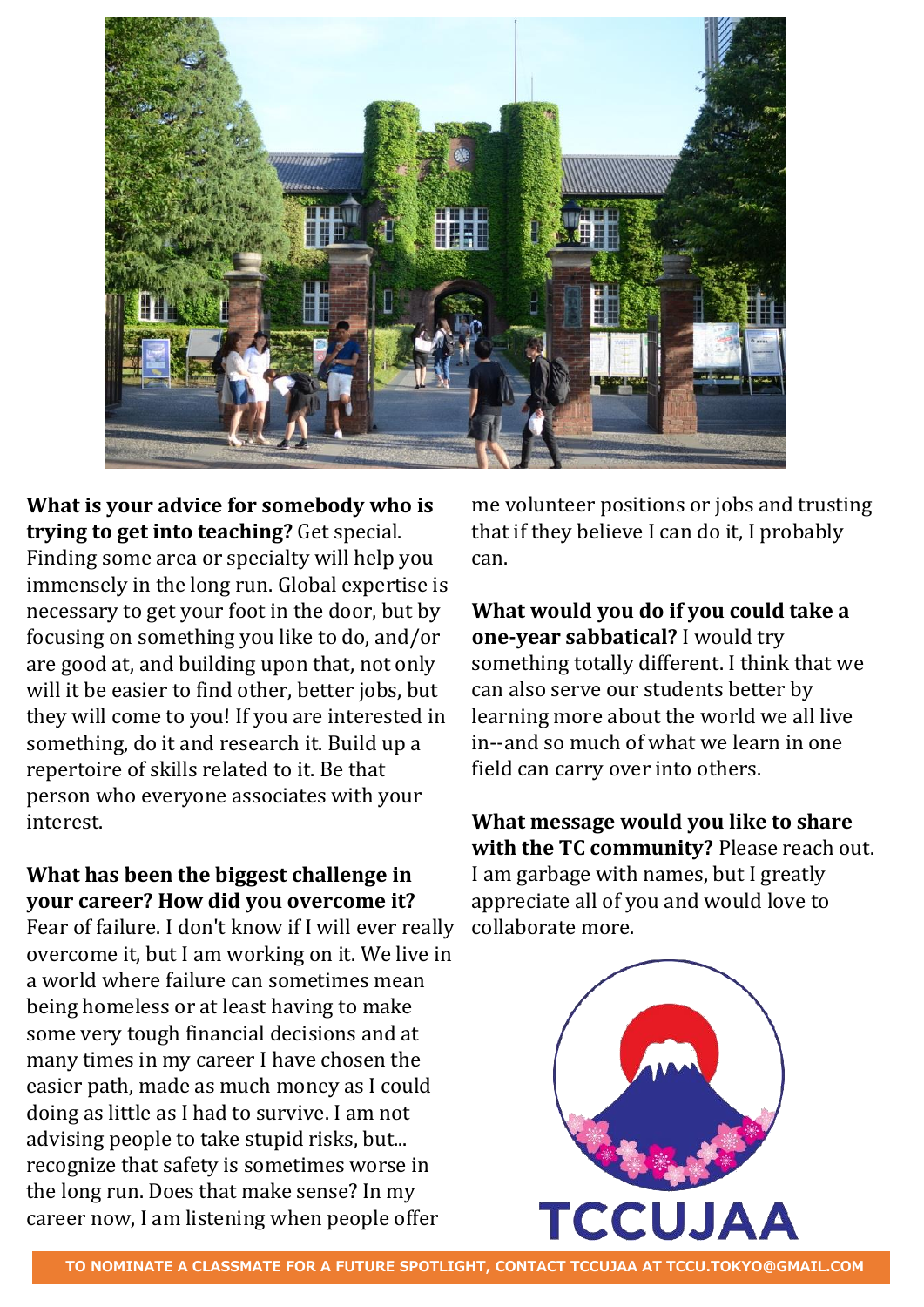**What is your advice for somebody who is trying to get into teaching?** Get special. Finding some area or specialty will help you immensely in the long run. Global expertise is necessary to get your foot in the door, but by focusing on something you like to do, and/or are good at, and building upon that, not only will it be easier to find other, better jobs, but they will come to you! If you are interested in something, do it and research it. Build up a repertoire of skills related to it. Be that person who everyone associates with your interest.

**What has been the biggest challenge in your career? How did you overcome it?** Fear of failure. I don't know if I will ever really overcome it, but I am working on it. We live in a world where failure can sometimes mean being homeless or at least having to make some very tough financial decisions and at many times in my career I have chosen the easier path, made as much money as I could doing as little as I had to survive. I am not advising people to take stupid risks, but... recognize that safety is sometimes worse in the long run. Does that make sense? In my career now, I am listening when people offer me volunteer positions or jobs and trusting that if they believe I can do it, I probably can.

**What would you do if you could take a one-year sabbatical?** I would try something totally different. I think that we can also serve our students better by learning more about the world we all live in--and so much of what we learn in one field can carry over into others.

**What message would you like to share with the TC community?** Please reach out. I am garbage with names, but I greatly appreciate all of you and would love to collaborate more.

TCCUJAA

TO NOMINATE A CLASSMATE FOR A FUTURE SPOTLIGHT, CONTACT TCCUJAA AT TCCU.TOKYO@GMAIL.COM